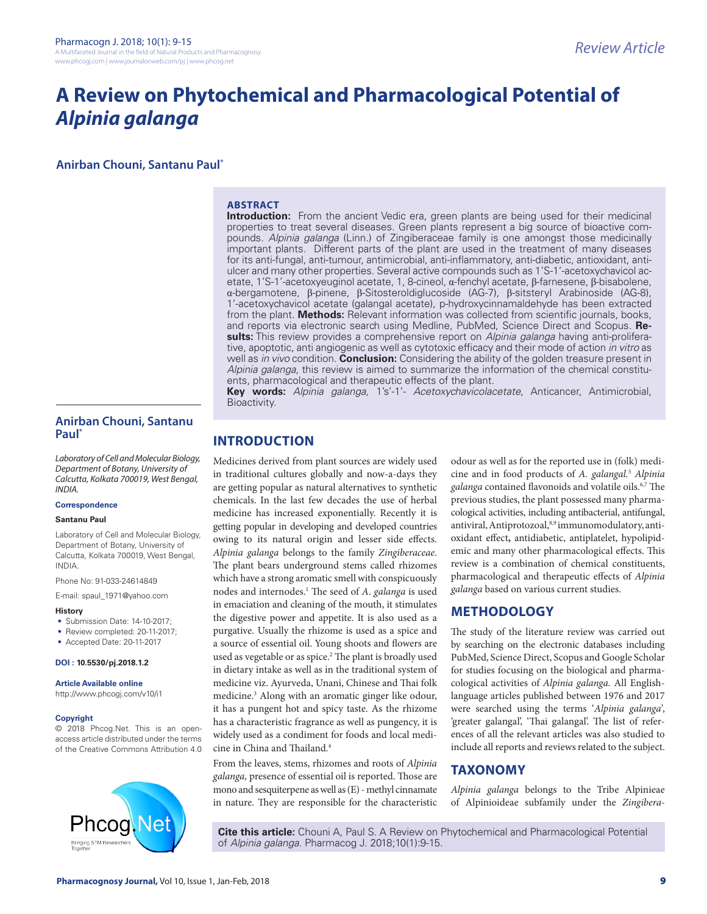# A Review on Phytochemical and Pharmacological Potential of *Alpinia galanga*

**Anirban Chouni, Santanu Paul***

## ABSTRACT

**Introduction:** From the ancient Vedic era, green plants are being used for their medicinal properties to treat several diseases. Green plants represent a big source of bioactive compounds. *Alpinia galanga* (Linn.) of Zingiberaceae family is one amongst those medicinally important plants. Different parts of the plant are used in the treatment of many diseases for its anti-fungal, anti-tumour, antimicrobial, anti-inflammatory, anti-diabetic, antioxidant, anti-ulcer and many other properties. Several active compounds such as 1'S-1'-acetoxychavicol acetate, 1'S-1'-acetoxyeuginol acetate, 1, 8-cineol, α-fenchyl acetate, β-farnesene, β-bisabolene, α-bergamotene, β-pinene, β-Sitosteroldiglucoside (AG-7), β-sitsteryl Arabinoside (AG-8), 1'-acetoxychavicol acetate (galangal acetate), p-hydroxycinnamaldehyde has been extracted from the plant. **Methods:** Relevant information was collected from scientific journals, books, and reports via electronic search using Medline, PubMed, Science Direct and Scopus. **Results:** This review provides a comprehensive report on *Alpinia galanga* having anti-proliferative, apoptotic, anti angiogenic as well as cytotoxic efficacy and their mode of action *in vitro* as well as *in vivo* condition. **Conclusion:** Considering the ability of the golden treasure present in *Alpinia galanga*, this review is aimed to summarize the information of the chemical constituents, pharmacological and therapeutic effects of the plant.

**Key words:** *Alpinia galanga,* 1's'-1'- *Acetoxychavicolacetate*, Anticancer, Antimicrobial, Bioactivity.

**Anirban Chouni, Santanu Paul***

*Laboratory of Cell and Molecular Biology, Department of Botany, University of Calcutta, Kolkata 700019, West Bengal, INDIA.*

**Correspondence**

**Santanu Paul**

Laboratory of Cell and Molecular Biology, Department of Botany, University of Calcutta, Kolkata 700019, West Bengal, INDIA.

Phone No: 91-033-24614849

E-mail: spaul_1971@yahoo.com

**History**

- Submission Date: 14-10-2017;
- Review completed: 20-11-2017;
- Accepted Date: 20-11-2017

**DOI : 10.5530/pj.2018.1.2**

**Article Available online**

http://www.phcogj.com/v10/i1

**Copyright**

© 2018 Phcog.Net. This is an open-access article distributed under the terms of the Creative Commons Attribution 4.0

## INTRODUCTION

Medicines derived from plant sources are widely used in traditional cultures globally and now-a-days they are getting popular as natural alternatives to synthetic chemicals. In the last few decades the use of herbal medicine has increased exponentially. Recently it is getting popular in developing and developed countries owing to its natural origin and lesser side effects. *Alpinia galanga* belongs to the family *Zingiberaceae*. The plant bears underground stems called rhizomes which have a strong aromatic smell with conspicuously nodes and internodes.[1] The seed of *A. galanga* is used in emaciation and cleaning of the mouth, it stimulates the digestive power and appetite. It is also used as a purgative. Usually the rhizome is used as a spice and a source of essential oil. Young shoots and flowers are used as vegetable or as spice.[2] The plant is broadly used in dietary intake as well as in the traditional system of medicine viz. Ayurveda, Unani, Chinese and Thai folk medicine.[3] Along with an aromatic ginger like odour, it has a pungent hot and spicy taste. As the rhizome has a characteristic fragrance as well as pungency, it is widely used as a condiment for foods and local medicine in China and Thailand.[4]

From the leaves, stems, rhizomes and roots of *Alpinia galanga,* presence of essential oil is reported. Those are mono and sesquiterpene as well as (E) - methyl cinnamate in nature. They are responsible for the characteristic odour as well as for the reported use in (folk) medicine and in food products of *A. galangal.*[5] *Alpinia galanga* contained flavonoids and volatile oils.[6,7] The previous studies, the plant possessed many pharmacological activities, including antibacterial, antifungal, antiviral, Antiprotozoal,[8,9] immunomodulatory, antioxidant effect**,** antidiabetic, antiplatelet, hypolipidemic and many other pharmacological effects. This review is a combination of chemical constituents, pharmacological and therapeutic effects of *Alpinia galanga* based on various current studies.

## METHODOLOGY

The study of the literature review was carried out by searching on the electronic databases including PubMed, Science Direct, Scopus and Google Scholar for studies focusing on the biological and pharmacological activities of *Alpinia galanga.* All English-language articles published between 1976 and 2017 were searched using the terms '*Alpinia galanga*', 'greater galangal', 'Thai galangal'. The list of references of all the relevant articles was also studied to include all reports and reviews related to the subject.

## TAXONOMY

*Alpinia galanga* belongs to the Tribe Alpinieae of Alpinioideae subfamily under the *Zingibera-*

**Cite this article:** Chouni A, Paul S. A Review on Phytochemical and Pharmacological Potential of *Alpinia galanga.* Pharmacog J. 2018;10(1):9-15.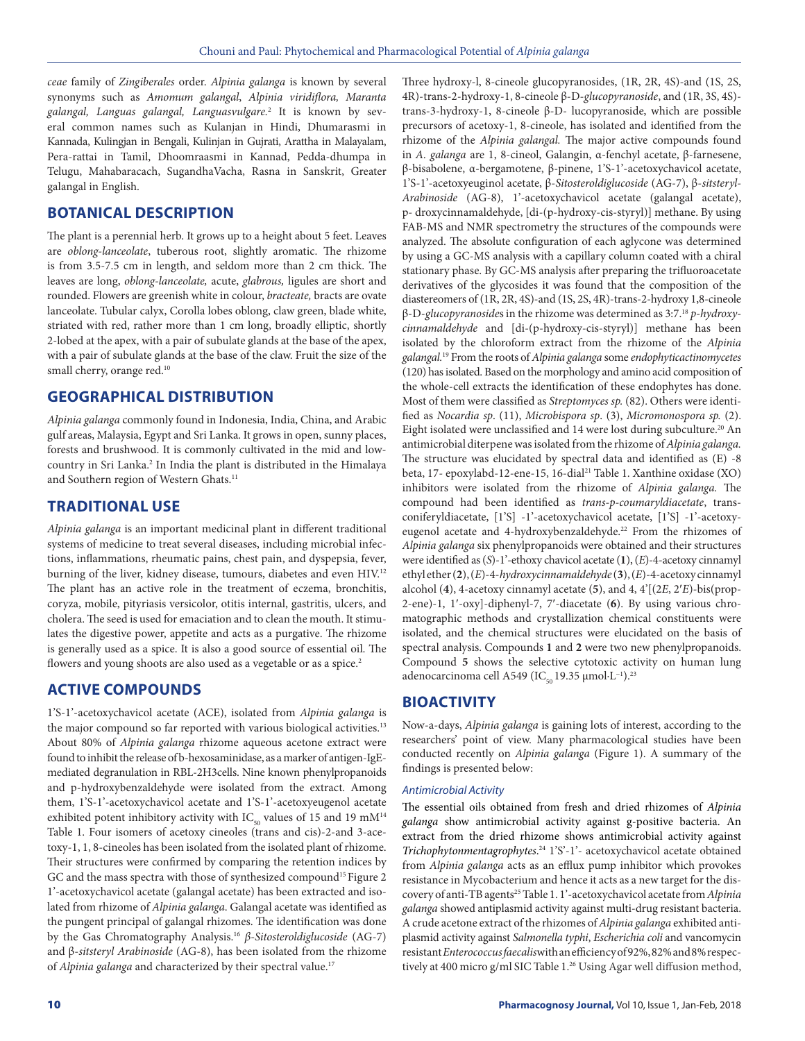*ceae* family of *Zingiberales* order. *Alpinia galanga* is known by several synonyms such as *Amomum galangal*, *Alpinia viridiflora, Maranta galangal, Languas galangal, Languasvulgare.*[2] It is known by several common names such as Kulanjan in Hindi, Dhumarasmi in Kannada, Kulingjan in Bengali, Kulinjan in Gujrati, Arattha in Malayalam, Pera-rattai in Tamil, Dhoomraasmi in Kannad, Pedda-dhumpa in Telugu, Mahabaracach, SugandhaVacha, Rasna in Sanskrit, Greater galangal in English.

## BOTANICAL DESCRIPTION

The plant is a perennial herb. It grows up to a height about 5 feet. Leaves are *oblong-lanceolate*, tuberous root, slightly aromatic. The rhizome is from 3.5-7.5 cm in length, and seldom more than 2 cm thick. The leaves are long, *oblong-lanceolate,* acute, *glabrous,* ligules are short and rounded. Flowers are greenish white in colour, *bracteate,* bracts are ovate lanceolate. Tubular calyx, Corolla lobes oblong, claw green, blade white, striated with red, rather more than 1 cm long, broadly elliptic, shortly 2-lobed at the apex, with a pair of subulate glands at the base of the apex, with a pair of subulate glands at the base of the claw. Fruit the size of the small cherry, orange red.[10]

## GEOGRAPHICAL DISTRIBUTION

*Alpinia galanga* commonly found in Indonesia, India, China, and Arabic gulf areas, Malaysia, Egypt and Sri Lanka. It grows in open, sunny places, forests and brushwood. It is commonly cultivated in the mid and low-country in Sri Lanka.[2] In India the plant is distributed in the Himalaya and Southern region of Western Ghats.[11]

## TRADITIONAL USE

*Alpinia galanga* is an important medicinal plant in different traditional systems of medicine to treat several diseases, including microbial infections, inflammations, rheumatic pains, chest pain, and dyspepsia, fever, burning of the liver, kidney disease, tumours, diabetes and even HIV.[12] The plant has an active role in the treatment of eczema, bronchitis, coryza, mobile, pityriasis versicolor, otitis internal, gastritis, ulcers, and cholera. The seed is used for emaciation and to clean the mouth. It stimulates the digestive power, appetite and acts as a purgative. The rhizome is generally used as a spice. It is also a good source of essential oil. The flowers and young shoots are also used as a vegetable or as a spice.[2]

## ACTIVE COMPOUNDS

1'S-1'-acetoxychavicol acetate (ACE), isolated from *Alpinia galanga* is the major compound so far reported with various biological activities.[13] About 80% of *Alpinia galanga* rhizome aqueous acetone extract were found to inhibit the release of b-hexosaminidase, as a marker of antigen-IgE-mediated degranulation in RBL-2H3cells. Nine known phenylpropanoids and p-hydroxybenzaldehyde were isolated from the extract. Among them, 1'S-1'-acetoxychavicol acetate and 1'S-1'-acetoxyeugenol acetate exhibited potent inhibitory activity with $IC_{50}$ values of 15 and 19 mM[14] Table 1. Four isomers of acetoxy cineoles (trans and cis)-2-and 3-acetoxy-1, 1, 8-cineoles has been isolated from the isolated plant of rhizome. Their structures were confirmed by comparing the retention indices by GC and the mass spectra with those of synthesized compound[15] Figure 2 1'-acetoxychavicol acetate (galangal acetate) has been extracted and isolated from rhizome of *Alpinia galanga*. Galangal acetate was identified as the pungent principal of galangal rhizomes. The identification was done by the Gas Chromatography Analysis.[16] *β-Sitosteroldiglucoside* (AG-7) and β-*sitsteryl Arabinoside* (AG-8), has been isolated from the rhizome of *Alpinia galanga* and characterized by their spectral value.[17]

Three hydroxy-l, 8-cineole glucopyranosides, (1R, 2R, 4S)-and (1S, 2S, 4R)-trans-2-hydroxy-1, 8-cineole β-D-*glucopyranoside*, and (1R, 3S, 4S)-trans-3-hydroxy-1, 8-cineole β-D- lucopyranoside, which are possible precursors of acetoxy-1, 8-cineole, has isolated and identified from the rhizome of the *Alpinia galangal.* The major active compounds found in *A. galanga* are 1, 8-cineol, Galangin, α-fenchyl acetate, β-farnesene, β-bisabolene, α-bergamotene, β-pinene, 1'S-1'-acetoxychavicol acetate, 1'S-1'-acetoxyeuginol acetate, β-*Sitosteroldiglucoside* (AG-7), β-*sitsteryl-Arabinoside* (AG-8), 1'-acetoxychavicol acetate (galangal acetate), p- droxycinnamaldehyde, [di-(p-hydroxy-cis-styryl)] methane. By using FAB-MS and NMR spectrometry the structures of the compounds were analyzed. The absolute configuration of each aglycone was determined by using a GC-MS analysis with a capillary column coated with a chiral stationary phase. By GC-MS analysis after preparing the trifluoroacetate derivatives of the glycosides it was found that the composition of the diastereomers of (1R, 2R, 4S)-and (1S, 2S, 4R)-trans-2-hydroxy 1,8-cineole β-D-*glucopyranoside*s in the rhizome was determined as 3:7.[18] *p-hydroxycinnamaldehyde* and [di-(p-hydroxy-cis-styryl)] methane has been isolated by the chloroform extract from the rhizome of the *Alpinia galangal.*[19] From the roots of *Alpinia galanga* some *endophyticactinomycetes* (120) has isolated. Based on the morphology and amino acid composition of the whole-cell extracts the identification of these endophytes has done. Most of them were classified as *Streptomyces sp.* (82). Others were identified as *Nocardia sp*. (11), *Microbispora sp*. (3), *Micromonospora sp.* (2). Eight isolated were unclassified and 14 were lost during subculture.[20] An antimicrobial diterpene was isolated from the rhizome of *Alpinia galanga.* The structure was elucidated by spectral data and identified as (E) -8 beta, 17- epoxylabd-12-ene-15, 16-dial[21] Table 1. Xanthine oxidase (XO) inhibitors were isolated from the rhizome of *Alpinia galanga.* The compound had been identified as *trans-p-coumaryldiacetate*, trans-coniferyldiacetate, [1'S] -1'-acetoxychavicol acetate, [1'S] -1'-acetoxyeugenol acetate and 4-hydroxybenzaldehyde.[22] From the rhizomes of *Alpinia galanga* six phenylpropanoids were obtained and their structures were identified as (*S*)-1'-ethoxy chavicol acetate (**1**), (*E*)-4-acetoxy cinnamyl ethyl ether (**2**), (*E*)-4-*hydroxycinnamaldehyde* (**3**), (*E*)-4-acetoxy cinnamyl alcohol (**4**), 4-acetoxy cinnamyl acetate (**5**), and 4, 4'[(2*E*, 2'*E*)-bis(prop-2-ene)-1, 1'-oxy]-diphenyl-7, 7'-diacetate (**6**). By using various chromatographic methods and crystallization chemical constituents were isolated, and the chemical structures were elucidated on the basis of spectral analysis. Compounds **1** and **2** were two new phenylpropanoids. Compound **5** shows the selective cytotoxic activity on human lung adenocarcinoma cell A549 ($IC_{50}$ 19.35 $\mu mol \cdot L^{-1}$).[23]

## BIOACTIVITY

Now-a-days, *Alpinia galanga* is gaining lots of interest, according to the researchers' point of view. Many pharmacological studies have been conducted recently on *Alpinia galanga* (Figure 1). A summary of the findings is presented below:

### Antimicrobial Activity

The essential oils obtained from fresh and dried rhizomes of *Alpinia galanga* show antimicrobial activity against g-positive bacteria. An extract from the dried rhizome shows antimicrobial activity against *Trichophytonmentagrophytes*.[24] 1'S'-1'- acetoxychavicol acetate obtained from *Alpinia galanga* acts as an efflux pump inhibitor which provokes resistance in Mycobacterium and hence it acts as a new target for the discovery of anti-TB agents[25] Table 1. 1'-acetoxychavicol acetate from *Alpinia galanga* showed antiplasmid activity against multi-drug resistant bacteria. A crude acetone extract of the rhizomes of *Alpinia galanga* exhibited antiplasmid activity against *Salmonella typhi*, *Escherichia coli* and vancomycin resistant *Enterococcus faecalis* with an efficiency of 92%, 82% and 8% respectively at 400 micro g/ml SIC Table 1.[26] Using Agar well diffusion method,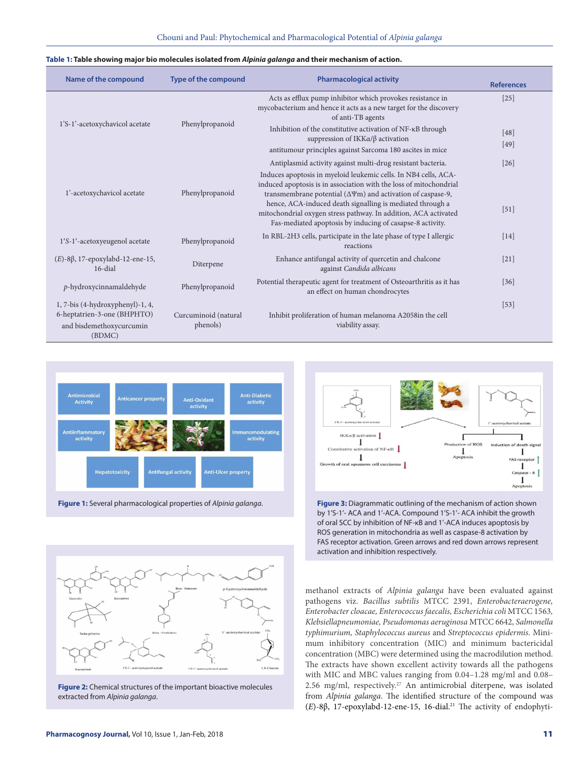**Table 1: Table showing major bio molecules isolated from *Alpinia galanga* and their mechanism of action.**

| Name of the compound | Type of the compound | Pharmacological activity | References |
|---|---|---|---|
| 1'S-1'-acetoxychavicol acetate | Phenylpropanoid | Acts as efflux pump inhibitor which provokes resistance in mycobacterium and hence it acts as a new target for the discovery of anti-TB agents | [25] |
| | | Inhibition of the constitutive activation of NF-κB through suppression of IKKα/β activation | [48] |
| | | antitumour principles against Sarcoma 180 ascites in mice | [49] |
| 1'-acetoxychavicol acetate | Phenylpropanoid | Antiplasmid activity against multi-drug resistant bacteria. | [26] |
| | | Induces apoptosis in myeloid leukemic cells. In NB4 cells, ACA-induced apoptosis is in association with the loss of mitochondrial transmembrane potential (ΔΨm) and activation of caspase-9, hence, ACA-induced death signalling is mediated through a mitochondrial oxygen stress pathway. In addition, ACA activated Fas-mediated apoptosis by inducing of casapse-8 activity. | [51] |
| 1′S-1′-acetoxyeugenol acetate | Phenylpropanoid | In RBL-2H3 cells, participate in the late phase of type I allergic reactions | [14] |
| (*E*)-8β, 17-epoxylabd-12-ene-15, 16-dial | Diterpene | Enhance antifungal activity of quercetin and chalcone against *Candida albicans* | [21] |
| *p*-hydroxycinnamaldehyde | Phenylpropanoid | Potential therapeutic agent for treatment of Osteoarthritis as it has an effect on human chondrocytes | [36] |
| 1, 7-bis (4-hydroxyphenyl)-1, 4, 6-heptatrien-3-one (BHPHTO) and bisdemethoxycurcumin (BDMC) | Curcuminoid (natural phenols) | Inhibit proliferation of human melanoma A2058in the cell viability assay. | [53] |

**Figure 1:** Several pharmacological properties of *Alpinia galanga*.

**Figure 2:** Chemical structures of the important bioactive molecules extracted from *Alpinia galanga*.

**Figure 3:** Diagrammatic outlining of the mechanism of action shown by 1'S-1'- ACA and 1'-ACA. Compound 1'S-1'- ACA inhibit the growth of oral SCC by inhibition of NF-κB and 1'-ACA induces apoptosis by ROS generation in mitochondria as well as caspase-8 activation by FAS receptor activation. Green arrows and red down arrows represent activation and inhibition respectively.

methanol extracts of *Alpinia galanga* have been evaluated against pathogens viz. *Bacillus subtilis* MTCC 2391, *Enterobacteraerogene, Enterobacter cloacae, Enterococcus faecalis, Escherichia coli* MTCC 1563, *Klebsiellapneumoniae, Pseudomonas aeruginosa* MTCC 6642, *Salmonella typhimurium, Staphylococcus aureus* and *Streptococcus epidermis.* Minimum inhibitory concentration (MIC) and minimum bactericidal concentration (MBC) were determined using the macrodilution method. The extracts have shown excellent activity towards all the pathogens with MIC and MBC values ranging from 0.04–1.28 mg/ml and 0.08–2.56 mg/ml, respectively.[27] An antimicrobial diterpene, was isolated from *Alpinia galanga*. The identified structure of the compound was (*E*)-8β, 17-epoxylabd-12-ene-15, 16-dial.[21] The activity of endophyti-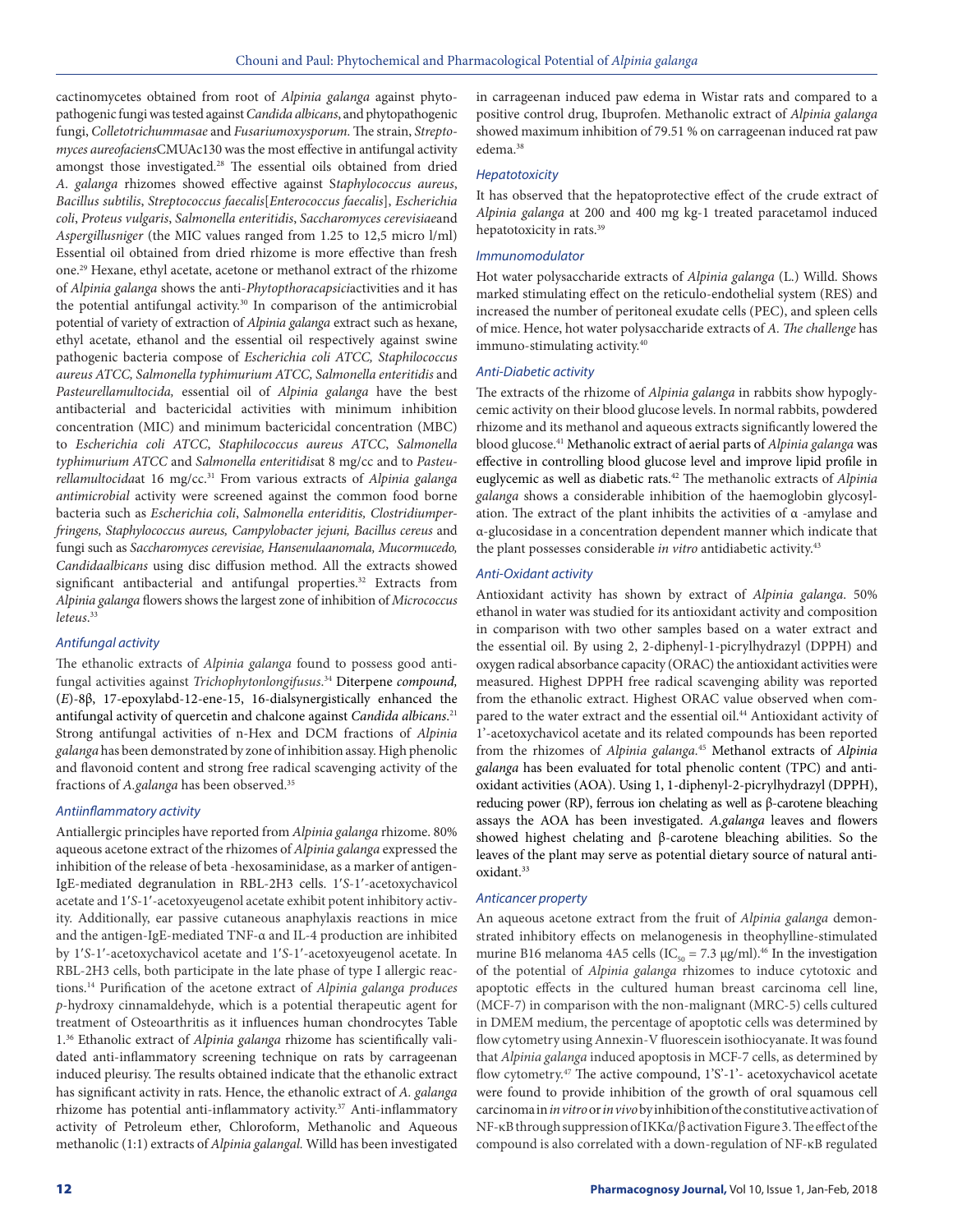cactinomycetes obtained from root of *Alpinia galanga* against phytopathogenic fungi was tested against *Candida albicans*, and phytopathogenic fungi, *Colletotrichummasae* and *Fusariumoxysporum*. The strain, *Streptomyces aureofaciens*CMUAc130 was the most effective in antifungal activity amongst those investigated.[28] The essential oils obtained from dried *A. galanga* rhizomes showed effective against S*taphylococcus aureus*, *Bacillus subtilis*, *Streptococcus faecalis*[*Enterococcus faecalis*], *Escherichia coli*, *Proteus vulgaris*, *Salmonella enteritidis*, *Saccharomyces cerevisiae*and *Aspergillusniger* (the MIC values ranged from 1.25 to 12,5 micro l/ml) Essential oil obtained from dried rhizome is more effective than fresh one.[29] Hexane, ethyl acetate, acetone or methanol extract of the rhizome of *Alpinia galanga* shows the anti-*Phytopthoracapsici*activities and it has the potential antifungal activity.[30] In comparison of the antimicrobial potential of variety of extraction of *Alpinia galanga* extract such as hexane, ethyl acetate, ethanol and the essential oil respectively against swine pathogenic bacteria compose of *Escherichia coli ATCC, Staphilococcus aureus ATCC, Salmonella typhimurium ATCC, Salmonella enteritidis* and *Pasteurellamultocida,* essential oil of *Alpinia galanga* have the best antibacterial and bactericidal activities with minimum inhibition concentration (MIC) and minimum bactericidal concentration (MBC) to *Escherichia coli ATCC*, *Staphylococcus aureus ATCC*, *Salmonella typhimurium ATCC* and *Salmonella enteritidis*at 8 mg/cc and to *Pasteurellamultocida*at 16 mg/cc.[31] From various extracts of *Alpinia galanga antimicrobial* activity were screened against the common food borne bacteria such as *Escherichia coli*, *Salmonella enteriditis, Clostridiumperfringens, Staphylococcus aureus, Campylobacter jejuni, Bacillus cereus* and fungi such as *Saccharomyces cerevisiae, Hansenulaanomala, Mucormucedo, Candidaalbicans* using disc diffusion method. All the extracts showed significant antibacterial and antifungal properties.[32] Extracts from *Alpinia galanga* flowers shows the largest zone of inhibition of *Micrococcus leteus*.[33]

### *Antifungal activity*

The ethanolic extracts of *Alpinia galanga* found to possess good antifungal activities against *Trichophytonlongifusus*.[34] Diterpene *compound,* (*E*)-8β, 17-epoxylabd-12-ene-15, 16-dialsynergistically enhanced the antifungal activity of quercetin and chalcone against *Candida albicans*.[21] Strong antifungal activities of n-Hex and DCM fractions of *Alpinia galanga* has been demonstrated by zone of inhibition assay. High phenolic and flavonoid content and strong free radical scavenging activity of the fractions of *A.galanga* has been observed.[35]

### *Antiinflammatory activity*

Antiallergic principles have reported from *Alpinia galanga* rhizome. 80% aqueous acetone extract of the rhizomes of *Alpinia galanga* expressed the inhibition of the release of beta -hexosaminidase, as a marker of antigen-IgE-mediated degranulation in RBL-2H3 cells. 1′*S*-1′-acetoxychavicol acetate and 1′*S*-1′-acetoxyeugenol acetate exhibit potent inhibitory activity. Additionally, ear passive cutaneous anaphylaxis reactions in mice and the antigen-IgE-mediated TNF-α and IL-4 production are inhibited by 1′*S*-1′-acetoxychavicol acetate and 1′*S*-1′-acetoxyeugenol acetate. In RBL-2H3 cells, both participate in the late phase of type I allergic reactions.[14] Purification of the acetone extract of *Alpinia galanga produces p*-hydroxy cinnamaldehyde, which is a potential therapeutic agent for treatment of Osteoarthritis as it influences human chondrocytes Table 1.[36] Ethanolic extract of *Alpinia galanga* rhizome has scientifically validated anti-inflammatory screening technique on rats by carrageenan induced pleurisy. The results obtained indicate that the ethanolic extract has significant activity in rats. Hence, the ethanolic extract of *A. galanga* rhizome has potential anti-inflammatory activity.[37] Anti-inflammatory activity of Petroleum ether, Chloroform, Methanolic and Aqueous methanolic (1:1) extracts of *Alpinia galangal.* Willd has been investigated in carrageenan induced paw edema in Wistar rats and compared to a positive control drug, Ibuprofen. Methanolic extract of *Alpinia galanga* showed maximum inhibition of 79.51 % on carrageenan induced rat paw edema.[38]

### *Hepatotoxicity*

It has observed that the hepatoprotective effect of the crude extract of *Alpinia galanga* at 200 and 400 mg kg-1 treated paracetamol induced hepatotoxicity in rats.[39]

### *Immunomodulator*

Hot water polysaccharide extracts of *Alpinia galanga* (L.) Willd. Shows marked stimulating effect on the reticulo-endothelial system (RES) and increased the number of peritoneal exudate cells (PEC), and spleen cells of mice. Hence, hot water polysaccharide extracts of *A. The challenge* has immuno-stimulating activity.[40]

### *Anti-Diabetic activity*

The extracts of the rhizome of *Alpinia galanga* in rabbits show hypoglycemic activity on their blood glucose levels. In normal rabbits, powdered rhizome and its methanol and aqueous extracts significantly lowered the blood glucose.[41] Methanolic extract of aerial parts of *Alpinia galanga* was effective in controlling blood glucose level and improve lipid profile in euglycemic as well as diabetic rats.[42] The methanolic extracts of *Alpinia galanga* shows a considerable inhibition of the haemoglobin glycosylation. The extract of the plant inhibits the activities of α -amylase and α-glucosidase in a concentration dependent manner which indicate that the plant possesses considerable *in vitro* antidiabetic activity.[43]

### *Anti-Oxidant activity*

Antioxidant activity has shown by extract of *Alpinia galanga*. 50% ethanol in water was studied for its antioxidant activity and composition in comparison with two other samples based on a water extract and the essential oil. By using 2, 2-diphenyl-1-picrylhydrazyl (DPPH) and oxygen radical absorbance capacity (ORAC) the antioxidant activities were measured. Highest DPPH free radical scavenging ability was reported from the ethanolic extract. Highest ORAC value observed when compared to the water extract and the essential oil.[44] Antioxidant activity of 1'-acetoxychavicol acetate and its related compounds has been reported from the rhizomes of *Alpinia galanga*.[45] Methanol extracts of *Alpinia galanga* has been evaluated for total phenolic content (TPC) and antioxidant activities (AOA). Using 1, 1-diphenyl-2-picrylhydrazyl (DPPH), reducing power (RP), ferrous ion chelating as well as β-carotene bleaching assays the AOA has been investigated. *A.galanga* leaves and flowers showed highest chelating and β-carotene bleaching abilities. So the leaves of the plant may serve as potential dietary source of natural antioxidant.[33]

### *Anticancer property*

An aqueous acetone extract from the fruit of *Alpinia galanga* demonstrated inhibitory effects on melanogenesis in theophylline-stimulated murine B16 melanoma 4A5 cells ($IC_{50}$ = 7.3 μg/ml).[46] In the investigation of the potential of *Alpinia galanga* rhizomes to induce cytotoxic and apoptotic effects in the cultured human breast carcinoma cell line, (MCF-7) in comparison with the non-malignant (MRC-5) cells cultured in DMEM medium, the percentage of apoptotic cells was determined by flow cytometry using Annexin-V fluorescein isothiocyanate. It was found that *Alpinia galanga* induced apoptosis in MCF-7 cells, as determined by flow cytometry.[47] The active compound, 1'S'-1'- acetoxychavicol acetate were found to provide inhibition of the growth of oral squamous cell carcinoma in *in vitro* or *in vivo* by inhibition of the constitutive activation of NF-κB through suppression of IKKα/β activation Figure 3. The effect of the compound is also correlated with a down-regulation of NF-κB regulated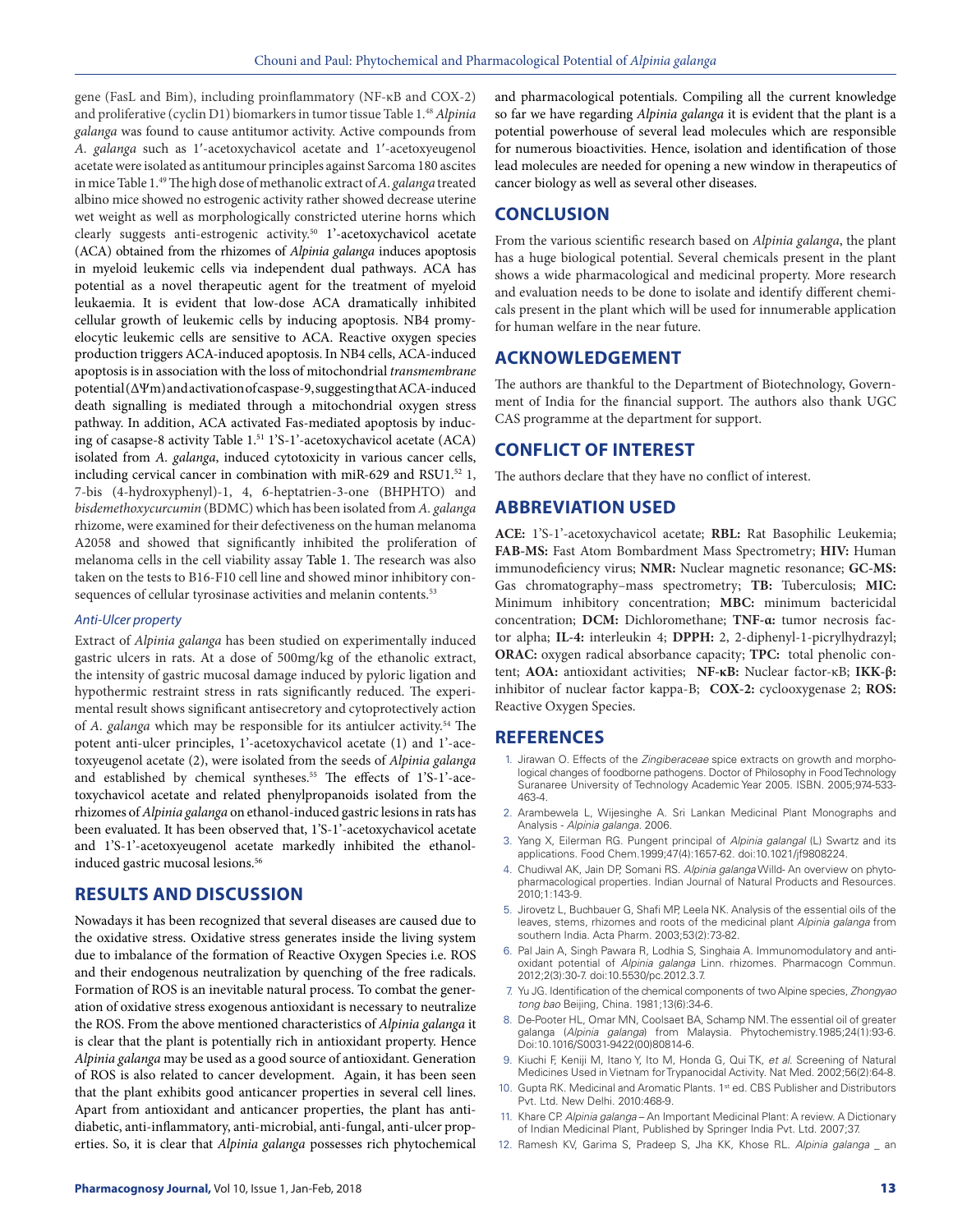gene (FasL and Bim), including proinflammatory (NF-κB and COX-2) and proliferative (cyclin D1) biomarkers in tumor tissue Table 1.[48] *Alpinia galanga* was found to cause antitumor activity. Active compounds from *A. galanga* such as 1′-acetoxychavicol acetate and 1′-acetoxyeugenol acetate were isolated as antitumour principles against Sarcoma 180 ascites in mice Table 1.[49] The high dose of methanolic extract of *A. galanga* treated albino mice showed no estrogenic activity rather showed decrease uterine wet weight as well as morphologically constricted uterine horns which clearly suggests anti-estrogenic activity.[50] 1'-acetoxychavicol acetate (ACA) obtained from the rhizomes of *Alpinia galanga* induces apoptosis in myeloid leukemic cells via independent dual pathways. ACA has potential as a novel therapeutic agent for the treatment of myeloid leukaemia. It is evident that low-dose ACA dramatically inhibited cellular growth of leukemic cells by inducing apoptosis. NB4 promyelocytic leukemic cells are sensitive to ACA. Reactive oxygen species production triggers ACA-induced apoptosis. In NB4 cells, ACA-induced apoptosis is in association with the loss of mitochondrial *transmembrane* potential (ΔΨm) and activation of caspase-9, suggesting that ACA-induced death signalling is mediated through a mitochondrial oxygen stress pathway. In addition, ACA activated Fas-mediated apoptosis by inducing of casapse-8 activity Table 1.[51] 1'S-1'-acetoxychavicol acetate (ACA) isolated from *A. galanga*, induced cytotoxicity in various cancer cells, including cervical cancer in combination with miR-629 and RSU1.[52] 1, 7-bis (4-hydroxyphenyl)-1, 4, 6-heptatrien-3-one (BHPHTO) and *bisdemethoxycurcumin* (BDMC) which has been isolated from *A. galanga* rhizome, were examined for their defectiveness on the human melanoma A2058 and showed that significantly inhibited the proliferation of melanoma cells in the cell viability assay Table 1. The research was also taken on the tests to B16-F10 cell line and showed minor inhibitory consequences of cellular tyrosinase activities and melanin contents.[53]

### Anti-Ulcer property

Extract of *Alpinia galanga* has been studied on experimentally induced gastric ulcers in rats. At a dose of 500mg/kg of the ethanolic extract, the intensity of gastric mucosal damage induced by pyloric ligation and hypothermic restraint stress in rats significantly reduced. The experimental result shows significant antisecretory and cytoprotectively action of *A. galanga* which may be responsible for its antiulcer activity.[54] The potent anti-ulcer principles, 1'-acetoxychavicol acetate (1) and 1'-acetoxyeugenol acetate (2), were isolated from the seeds of *Alpinia galanga* and established by chemical syntheses.[55] The effects of 1'S-1'-acetoxychavicol acetate and related phenylpropanoids isolated from the rhizomes of *Alpinia galanga* on ethanol-induced gastric lesions in rats has been evaluated. It has been observed that, 1'S-1'-acetoxychavicol acetate and 1'S-1'-acetoxyeugenol acetate markedly inhibited the ethanol-induced gastric mucosal lesions.[56]

## RESULTS AND DISCUSSION

Nowadays it has been recognized that several diseases are caused due to the oxidative stress. Oxidative stress generates inside the living system due to imbalance of the formation of Reactive Oxygen Species i.e. ROS and their endogenous neutralization by quenching of the free radicals. Formation of ROS is an inevitable natural process. To combat the generation of oxidative stress exogenous antioxidant is necessary to neutralize the ROS. From the above mentioned characteristics of *Alpinia galanga* it is clear that the plant is potentially rich in antioxidant property. Hence *Alpinia galanga* may be used as a good source of antioxidant. Generation of ROS is also related to cancer development. Again, it has been seen that the plant exhibits good anticancer properties in several cell lines. Apart from antioxidant and anticancer properties, the plant has antidiabetic, anti-inflammatory, anti-microbial, anti-fungal, anti-ulcer properties. So, it is clear that *Alpinia galanga* possesses rich phytochemical and pharmacological potentials. Compiling all the current knowledge so far we have regarding *Alpinia galanga* it is evident that the plant is a potential powerhouse of several lead molecules which are responsible for numerous bioactivities. Hence, isolation and identification of those lead molecules are needed for opening a new window in therapeutics of cancer biology as well as several other diseases.

## CONCLUSION

From the various scientific research based on *Alpinia galanga*, the plant has a huge biological potential. Several chemicals present in the plant shows a wide pharmacological and medicinal property. More research and evaluation needs to be done to isolate and identify different chemicals present in the plant which will be used for innumerable application for human welfare in the near future.

## ACKNOWLEDGEMENT

The authors are thankful to the Department of Biotechnology, Government of India for the financial support. The authors also thank UGC CAS programme at the department for support.

## CONFLICT OF INTEREST

The authors declare that they have no conflict of interest.

## ABBREVIATION USED

**ACE:** 1'S-1'-acetoxychavicol acetate; **RBL:** Rat Basophilic Leukemia; **FAB-MS:** Fast Atom Bombardment Mass Spectrometry; **HIV:** Human immunodeficiency virus; **NMR:** Nuclear magnetic resonance; **GC-MS:** Gas chromatography–mass spectrometry; **TB:** Tuberculosis; **MIC:** Minimum inhibitory concentration; **MBC:** minimum bactericidal concentration; **DCM:** Dichloromethane; **TNF-α:** tumor necrosis factor alpha; **IL-4:** interleukin 4; **DPPH:** 2, 2-diphenyl-1-picrylhydrazyl; **ORAC:** oxygen radical absorbance capacity; **TPC:** total phenolic content; **AOA:** antioxidant activities; **NF-κB:** Nuclear factor-κB; **IKK-β:** inhibitor of nuclear factor kappa-B; **COX-2:** cyclooxygenase 2; **ROS:** Reactive Oxygen Species.

## REFERENCES

1. Jirawan O. Effects of the *Zingiberaceae* spice extracts on growth and morphological changes of foodborne pathogens. Doctor of Philosophy in Food Technology Suranaree University of Technology Academic Year 2005. ISBN. 2005;974-533-463-4.
2. Arambewela L, Wijesinghe A. Sri Lankan Medicinal Plant Monographs and Analysis - *Alpinia galanga*. 2006.
3. Yang X, Eilerman RG. Pungent principal of *Alpinia galangal* (L) Swartz and its applications. Food Chem.1999;47(4):1657-62. doi:10.1021/jf9808224.
4. Chudiwal AK, Jain DP, Somani RS. *Alpinia galanga* Willd- An overview on phytopharmacological properties. Indian Journal of Natural Products and Resources. 2010;1:143-9.
5. Jirovetz L, Buchbauer G, Shafi MP, Leela NK. Analysis of the essential oils of the leaves, stems, rhizomes and roots of the medicinal plant *Alpinia galanga* from southern India. Acta Pharm. 2003;53(2):73-82.
6. Pal Jain A, Singh Pawara R, Lodhia S, Singhaia A. Immunomodulatory and antioxidant potential of *Alpinia galanga* Linn. rhizomes. Pharmacogn Commun. 2012;2(3):30-7. doi:10.5530/pc.2012.3.7.
7. Yu JG. Identification of the chemical components of two Alpine species, *Zhongyao tong bao* Beijing, China. 1981;13(6):34-6.
8. De-Pooter HL, Omar MN, Coolsaet BA, Schamp NM. The essential oil of greater galanga (*Alpinia galanga*) from Malaysia. Phytochemistry.1985;24(1):93-6. Doi:10.1016/S0031-9422(00)80814-6.
9. Kiuchi F, Keniji M, Itano Y, Ito M, Honda G, Qui TK, *et al.* Screening of Natural Medicines Used in Vietnam for Trypanocidal Activity. Nat Med. 2002;56(2):64-8.
10. Gupta RK. Medicinal and Aromatic Plants. 1st ed. CBS Publisher and Distributors Pvt. Ltd. New Delhi. 2010:468-9.
11. Khare CP. *Alpinia galanga* – An Important Medicinal Plant: A review. A Dictionary of Indian Medicinal Plant, Published by Springer India Pvt. Ltd. 2007;37.
12. Ramesh KV, Garima S, Pradeep S, Jha KK, Khose RL. *Alpinia galanga* _ an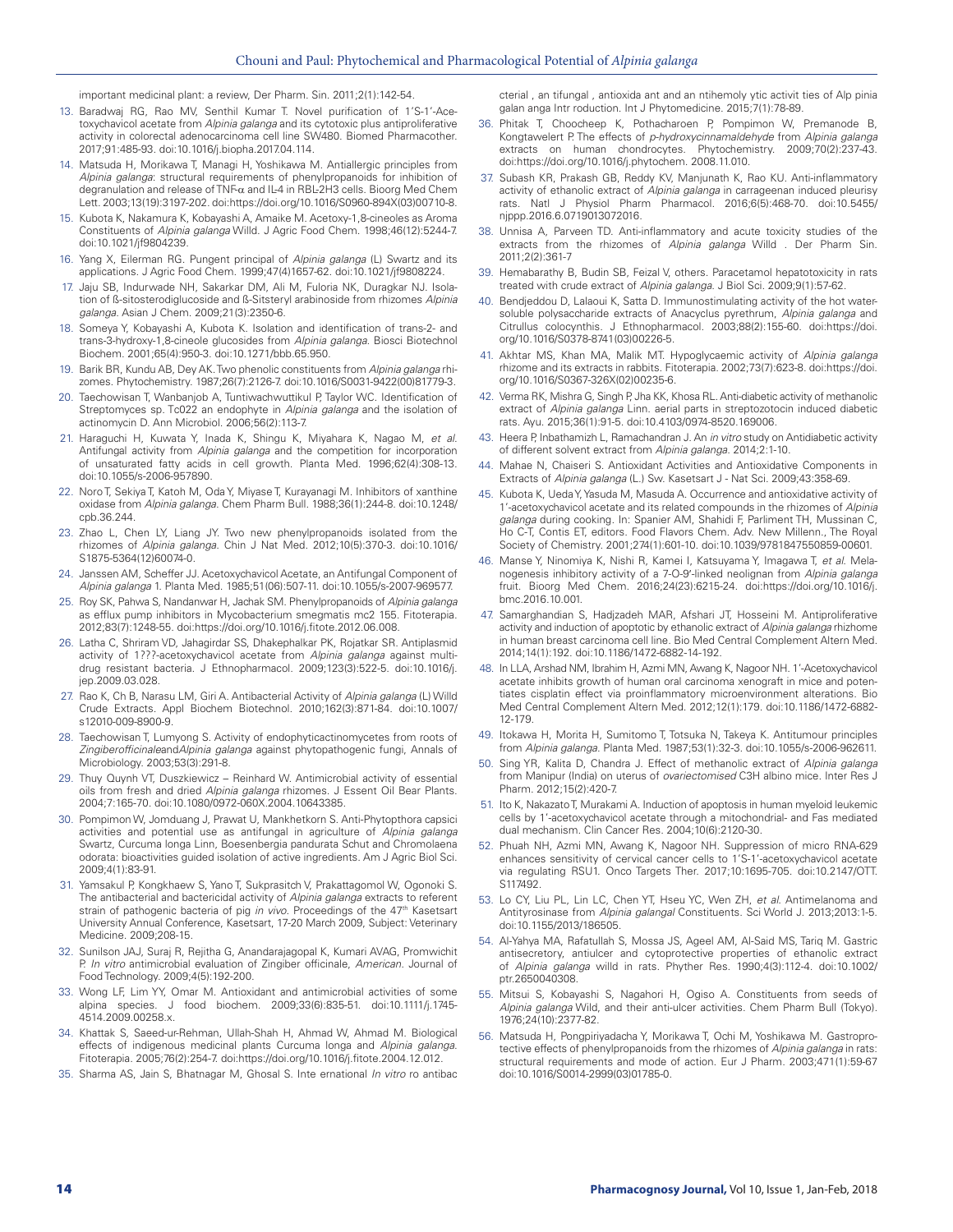important medicinal plant: a review, Der Pharm. Sin. 2011;2(1):142-54.

13. Baradwaj RG, Rao MV, Senthil Kumar T. Novel purification of 1′S-1′-Acetoxychavicol acetate from *Alpinia galanga* and its cytotoxic plus antiproliferative activity in colorectal adenocarcinoma cell line SW480. Biomed Pharmacother. 2017;91:485-93. doi:10.1016/j.biopha.2017.04.114.
14. Matsuda H, Morikawa T, Managi H, Yoshikawa M. Antiallergic principles from *Alpinia galanga*: structural requirements of phenylpropanoids for inhibition of degranulation and release of TNF-α and IL-4 in RBL-2H3 cells. Bioorg Med Chem Lett. 2003;13(19):3197-202. doi:https://doi.org/10.1016/S0960-894X(03)00710-8.
15. Kubota K, Nakamura K, Kobayashi A, Amaike M. Acetoxy-1,8-cineoles as Aroma Constituents of *Alpinia galanga* Willd. J Agric Food Chem. 1998;46(12):5244-7. doi:10.1021/jf9804239.
16. Yang X, Eilerman RG. Pungent principal of *Alpinia galanga* (L) Swartz and its applications. J Agric Food Chem. 1999;47(4)1657-62. doi:10.1021/jf9808224.
17. Jaju SB, Indurwade NH, Sakarkar DM, Ali M, Fuloria NK, Duragkar NJ. Isolation of ß-sitosterodiglucoside and ß-Sitsteryl arabinoside from rhizomes *Alpinia galanga*. Asian J Chem. 2009;21(3):2350-6.
18. Someya Y, Kobayashi A, Kubota K. Isolation and identification of trans-2- and trans-3-hydroxy-1,8-cineole glucosides from *Alpinia galanga*. Biosci Biotechnol Biochem. 2001;65(4):950-3. doi:10.1271/bbb.65.950.
19. Barik BR, Kundu AB, Dey AK. Two phenolic constituents from *Alpinia galanga* rhizomes. Phytochemistry. 1987;26(7):2126-7. doi:10.1016/S0031-9422(00)81779-3.
20. Taechowisan T, Wanbanjob A, Tuntiwachwuttikul P, Taylor WC. Identification of Streptomyces sp. Tc022 an endophyte in *Alpinia galanga* and the isolation of actinomycin D. Ann Microbiol. 2006;56(2):113-7.
21. Haraguchi H, Kuwata Y, Inada K, Shingu K, Miyahara K, Nagao M, *et al.* Antifungal activity from *Alpinia galanga* and the competition for incorporation of unsaturated fatty acids in cell growth. Planta Med. 1996;62(4):308-13. doi:10.1055/s-2006-957890.
22. Noro T, Sekiya T, Katoh M, Oda Y, Miyase T, Kurayanagi M. Inhibitors of xanthine oxidase from *Alpinia galanga*. Chem Pharm Bull. 1988;36(1):244-8. doi:10.1248/cpb.36.244.
23. Zhao L, Chen LY, Liang JY. Two new phenylpropanoids isolated from the rhizomes of *Alpinia galanga*. Chin J Nat Med. 2012;10(5):370-3. doi:10.1016/S1875-5364(12)60074-0.
24. Janssen AM, Scheffer JJ. Acetoxychavicol Acetate, an Antifungal Component of *Alpinia galanga* 1. Planta Med. 1985;51(06):507-11. doi:10.1055/s-2007-969577.
25. Roy SK, Pahwa S, Nandanwar H, Jachak SM. Phenylpropanoids of *Alpinia galanga* as efflux pump inhibitors in Mycobacterium smegmatis mc2 155. Fitoterapia. 2012;83(7):1248-55. doi:https://doi.org/10.1016/j.fitote.2012.06.008.
26. Latha C, Shriram VD, Jahagirdar SS, Dhakephalkar PK, Rojatkar SR. Antiplasmid activity of 1???-acetoxychavicol acetate from *Alpinia galanga* against multi-drug resistant bacteria. J Ethnopharmacol. 2009;123(3):522-5. doi:10.1016/j.jep.2009.03.028.
27. Rao K, Ch B, Narasu LM, Giri A. Antibacterial Activity of *Alpinia galanga* (L) Willd Crude Extracts. Appl Biochem Biotechnol. 2010;162(3):871-84. doi:10.1007/s12010-009-8900-9.
28. Taechowisan T, Lumyong S. Activity of endophyticactinomycetes from roots of *Zingiberofficinale*and*Alpinia galanga* against phytopathogenic fungi, Annals of Microbiology. 2003;53(3):291-8.
29. Thuy Quynh VT, Duszkiewicz – Reinhard W. Antimicrobial activity of essential oils from fresh and dried *Alpinia galanga* rhizomes. J Essent Oil Bear Plants. 2004;7:165-70. doi:10.1080/0972-060X.2004.10643385.
30. Pompimon W, Jomduang J, Prawat U, Mankhetkorn S. Anti-Phytopthora capsici activities and potential use as antifungal in agriculture of *Alpinia galanga* Swartz, Curcuma longa Linn, Boesenbergia pandurata Schut and Chromolaena odorata: bioactivities guided isolation of active ingredients. Am J Agric Biol Sci. 2009;4(1):83-91.
31. Yamsakul P, Kongkhaew S, Yano T, Sukprasitch V, Prakattagomol W, Ogonoki S. The antibacterial and bactericidal activity of *Alpinia galanga* extracts to referent strain of pathogenic bacteria of pig *in vivo*. Proceedings of the 47th Kasetsart University Annual Conference, Kasetsart, 17-20 March 2009, Subject: Veterinary Medicine. 2009;208-15.
32. Sunilson JAJ, Suraj R, Rejitha G, Anandarajagopal K, Kumari AVAG, Promwichit P. *In vitro* antimicrobial evaluation of Zingiber officinale, *American*. Journal of Food Technology. 2009;4(5):192-200.
33. Wong LF, Lim YY, Omar M. Antioxidant and antimicrobial activities of some alpina species. J food biochem. 2009;33(6):835-51. doi:10.1111/j.1745-4514.2009.00258.x.
34. Khattak S, Saeed-ur-Rehman, Ullah-Shah H, Ahmad W, Ahmad M. Biological effects of indigenous medicinal plants Curcuma longa and *Alpinia galanga*. Fitoterapia. 2005;76(2):254-7. doi:https://doi.org/10.1016/j.fitote.2004.12.012.
35. Sharma AS, Jain S, Bhatnagar M, Ghosal S. Inte ernational *In vitro* ro antibac cterial , an tifungal , antioxida ant and an ntihemoly ytic activit ties of Alp pinia galan anga Intr roduction. Int J Phytomedicine. 2015;7(1):78-89.
36. Phitak T, Choocheep K, Pothacharoen P, Pompimon W, Premanode B, Kongtawelert P. The effects of *p-hydroxycinnamaldehyde* from *Alpinia galanga* extracts on human chondrocytes. Phytochemistry. 2009;70(2):237-43. doi:https://doi.org/10.1016/j.phytochem. 2008.11.010.
37. Subash KR, Prakash GB, Reddy KV, Manjunath K, Rao KU. Anti-inflammatory activity of ethanolic extract of *Alpinia galanga* in carrageenan induced pleurisy rats. Natl J Physiol Pharm Pharmacol. 2016;6(5):468-70. doi:10.5455/njppp.2016.6.0719013072016.
38. Unnisa A, Parveen TD. Anti-inflammatory and acute toxicity studies of the extracts from the rhizomes of *Alpinia galanga* Willd . Der Pharm Sin. 2011;2(2):361-7
39. Hemabarathy B, Budin SB, Feizal V, others. Paracetamol hepatotoxicity in rats treated with crude extract of *Alpinia galanga*. J Biol Sci. 2009;9(1):57-62.
40. Bendjeddou D, Lalaoui K, Satta D. Immunostimulating activity of the hot water-soluble polysaccharide extracts of Anacyclus pyrethrum, *Alpinia galanga* and Citrullus colocynthis. J Ethnopharmacol. 2003;88(2):155-60. doi:https://doi.org/10.1016/S0378-8741(03)00226-5.
41. Akhtar MS, Khan MA, Malik MT. Hypoglycaemic activity of *Alpinia galanga* rhizome and its extracts in rabbits. Fitoterapia. 2002;73(7):623-8. doi:https://doi.org/10.1016/S0367-326X(02)00235-6.
42. Verma RK, Mishra G, Singh P, Jha KK, Khosa RL. Anti-diabetic activity of methanolic extract of *Alpinia galanga* Linn. aerial parts in streptozotocin induced diabetic rats. Ayu. 2015;36(1):91-5. doi:10.4103/0974-8520.169006.
43. Heera P, Inbathamizh L, Ramachandran J. An *in vitro* study on Antidiabetic activity of different solvent extract from *Alpinia galanga*. 2014;2:1-10.
44. Mahae N, Chaiseri S. Antioxidant Activities and Antioxidative Components in Extracts of *Alpinia galanga* (L.) Sw. Kasetsart J - Nat Sci. 2009;43:358-69.
45. Kubota K, Ueda Y, Yasuda M, Masuda A. Occurrence and antioxidative activity of 1′-acetoxychavicol acetate and its related compounds in the rhizomes of *Alpinia galanga* during cooking. In: Spanier AM, Shahidi F, Parliment TH, Mussinan C, Ho C-T, Contis ET, editors. Food Flavors Chem. Adv. New Millenn., The Royal Society of Chemistry. 2001;274(1):601-10. doi:10.1039/9781847550859-00601.
46. Manse Y, Ninomiya K, Nishi R, Kamei I, Katsuyama Y, Imagawa T, *et al.* Melanogenesis inhibitory activity of a 7-O-9′-linked neolignan from *Alpinia galanga* fruit. Bioorg Med Chem. 2016;24(23):6215-24. doi:https://doi.org/10.1016/j.bmc.2016.10.001.
47. Samarghandian S, Hadjzadeh MAR, Afshari JT, Hosseini M. Antiproliferative activity and induction of apoptotic by ethanolic extract of *Alpinia galanga* rhizome in human breast carcinoma cell line. Bio Med Central Complement Altern Med. 2014;14(1):192. doi:10.1186/1472-6882-14-192.
48. In LLA, Arshad NM, Ibrahim H, Azmi MN, Awang K, Nagoor NH. 1′-Acetoxychavicol acetate inhibits growth of human oral carcinoma xenograft in mice and potentiates cisplatin effect via proinflammatory microenvironment alterations. Bio Med Central Complement Altern Med. 2012;12(1):179. doi:10.1186/1472-6882-12-179.
49. Itokawa H, Morita H, Sumitomo T, Totsuka N, Takeya K. Antitumour principles from *Alpinia galanga*. Planta Med. 1987;53(1):32-3. doi:10.1055/s-2006-962611.
50. Sing YR, Kalita D, Chandra J. Effect of methanolic extract of *Alpinia galanga* from Manipur (India) on uterus of *ovariectomised* C3H albino mice. Inter Res J Pharm. 2012;15(2):420-7.
51. Ito K, Nakazato T, Murakami A. Induction of apoptosis in human myeloid leukemic cells by 1′-acetoxychavicol acetate through a mitochondrial- and Fas mediated dual mechanism. Clin Cancer Res. 2004;10(6):2120-30.
52. Phuah NH, Azmi MN, Awang K, Nagoor NH. Suppression of micro RNA-629 enhances sensitivity of cervical cancer cells to 1′S-1′-acetoxychavicol acetate via regulating RSU1. Onco Targets Ther. 2017;10:1695-705. doi:10.2147/OTT.S117492.
53. Lo CY, Liu PL, Lin LC, Chen YT, Hseu YC, Wen ZH, *et al.* Antimelanoma and Antityrosinase from *Alpinia galangal* Constituents. Sci World J. 2013;2013:1-5. doi:10.1155/2013/186505.
54. Al-Yahya MA, Rafatullah S, Mossa JS, Ageel AM, Al-Said MS, Tariq M. Gastric antisecretory, antiulcer and cytoprotective properties of ethanolic extract of *Alpinia galanga* willd in rats. Phyther Res. 1990;4(3):112-4. doi:10.1002/ptr.2650040308.
55. Mitsui S, Kobayashi S, Nagahori H, Ogiso A. Constituents from seeds of *Alpinia galanga* Wild, and their anti-ulcer activities. Chem Pharm Bull (Tokyo). 1976;24(10):2377-82.
56. Matsuda H, Pongpiriyadacha Y, Morikawa T, Ochi M, Yoshikawa M. Gastroprotective effects of phenylpropanoids from the rhizomes of *Alpinia galanga* in rats: structural requirements and mode of action. Eur J Pharm. 2003;471(1):59-67 doi:10.1016/S0014-2999(03)01785-0.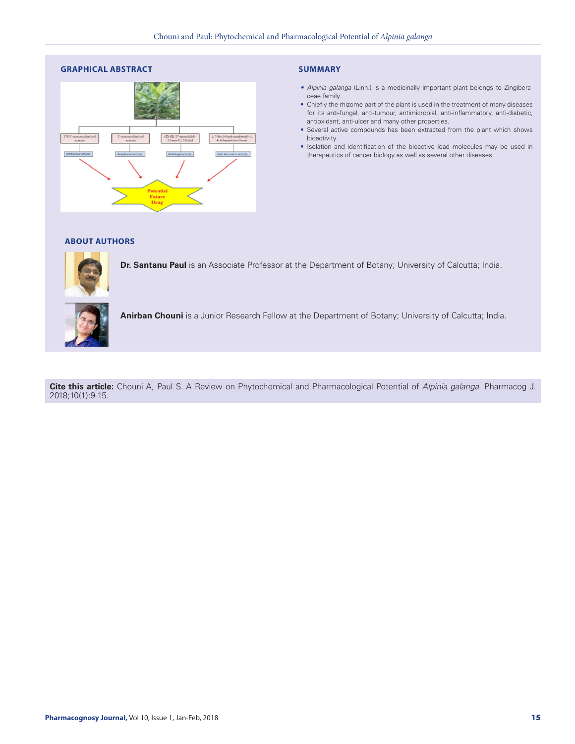## GRAPHICAL ABSTRACT

1'S-1'-acetoxychavicol acetate

1'-acetoxychavicol acetate

(E)-8β, 17-epoxylabd-12-ene-15, 16-dial

1, 7-bis (4-hydroxyphenyl)-1, 4, 6-heptatrien-3-one

Antitumour activity

Antiplasmid activity

Antifungal activity

Anti skin cancer activity

Potential Future Drug

## SUMMARY

- *Alpinia galanga* (Linn.) is a medicinally important plant belongs to Zingiberaceae family.
- Chiefly the rhizome part of the plant is used in the treatment of many diseases for its anti-fungal, anti-tumour, antimicrobial, anti-inflammatory, anti-diabetic, antioxidant, anti-ulcer and many other properties.
- Several active compounds has been extracted from the plant which shows bioactivity.
- Isolation and identification of the bioactive lead molecules may be used in therapeutics of cancer biology as well as several other diseases.

## ABOUT AUTHORS

**Dr. Santanu Paul** is an Associate Professor at the Department of Botany; University of Calcutta; India.

**Anirban Chouni** is a Junior Research Fellow at the Department of Botany; University of Calcutta; India.

**Cite this article:** Chouni A, Paul S. A Review on Phytochemical and Pharmacological Potential of *Alpinia galanga*. Pharmacog J. 2018;10(1):9-15.